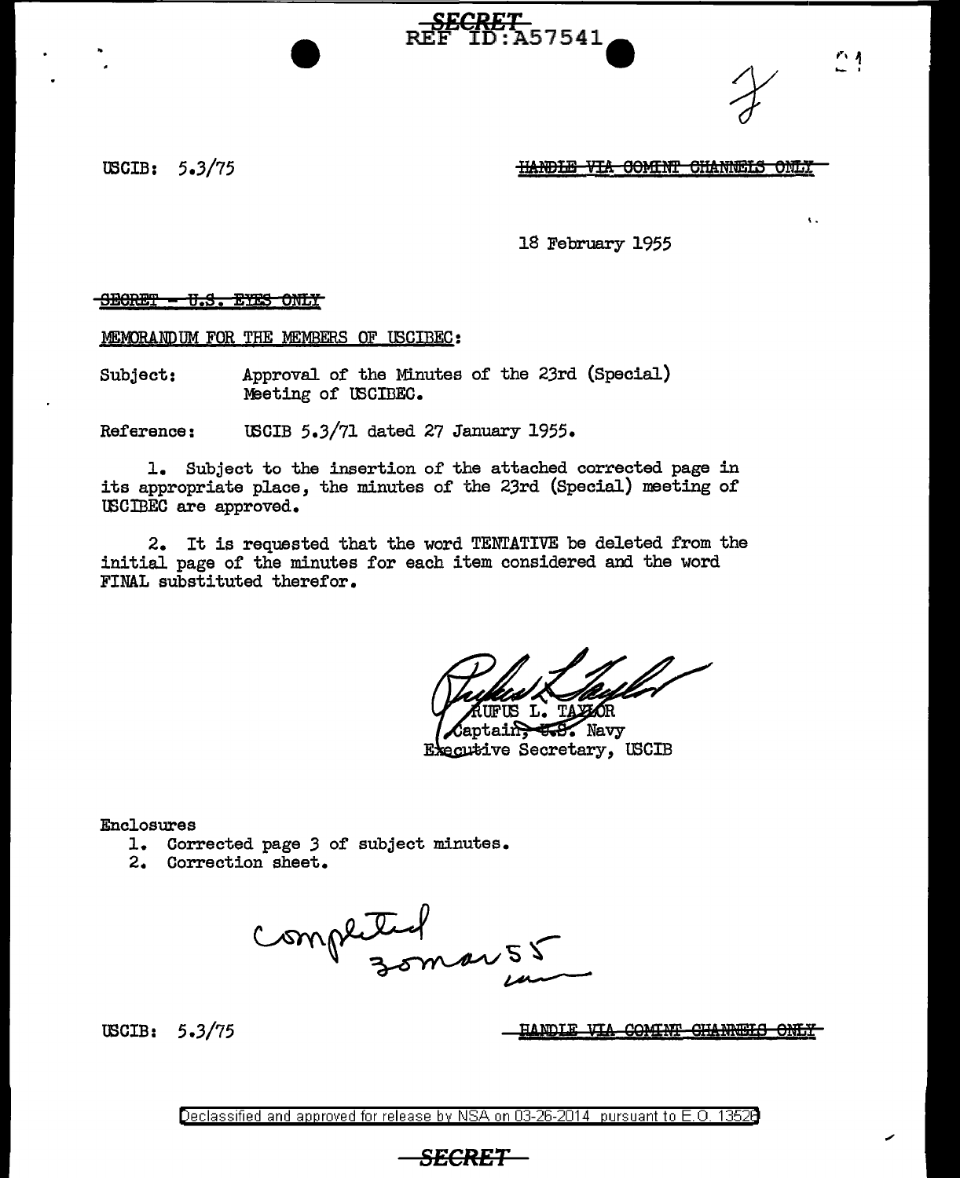USCIB: 5.3/75

~~HANDLE VIA COMINT CHANNELS ONLY~~

18 February 1955

~~SECRET - U.S. EYES ONLY~~

MEMORANDUM FOR THE MEMBERS OF USCIBEC:

Subject: Approval of the Minutes of the 23rd (Special) Meeting of USCIBEC.

Reference: USCIB 5.3/71 dated 27 January 1955.

1. Subject to the insertion of the attached corrected page in its appropriate place, the minutes of the 23rd (Special) meeting of USCIBEC are approved.

2. It is requested that the word TENTATIVE be deleted from the initial page of the minutes for each item considered and the word FINAL substituted therefor.

RUFUS L. TAYLOR
Captain, U.S. Navy
Executive Secretary, USCIB

Enclosures
1. Corrected page 3 of subject minutes.
2. Correction sheet.

Completed 30 Mar 55

USCIB: 5.3/75

~~HANDLE VIA COMINT CHANNELS ONLY~~

Declassified and approved for release by NSA on 03-26-2014 pursuant to E.O. 13526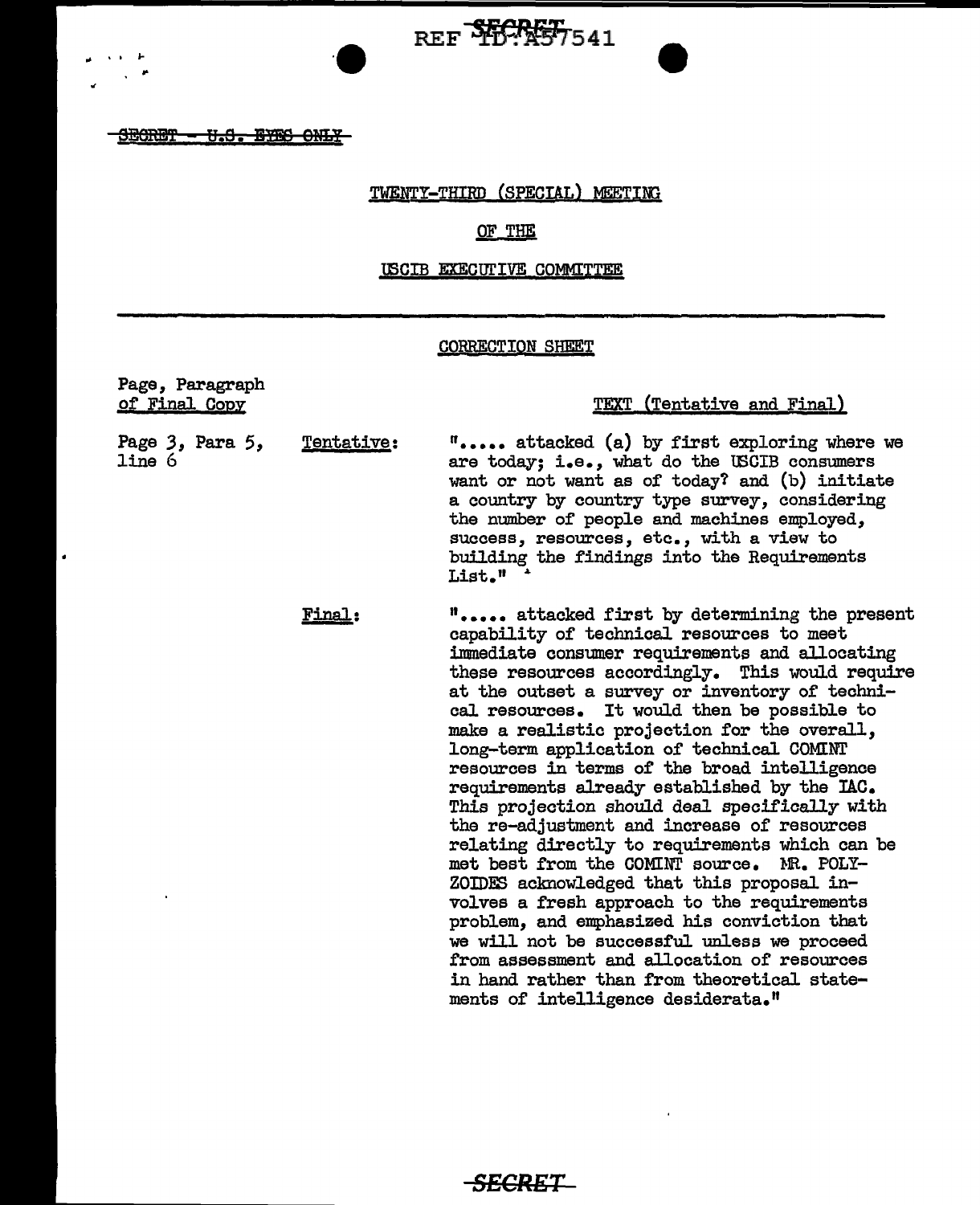REF ID:A57541

~~SECRET - U.S. EYES ONLY~~

TWENTY-THIRD (SPECIAL) MEETING

OF THE

USCIB EXECUTIVE COMMITTEE

---

CORRECTION SHEET

| Page, Paragraph of Final Copy | | TEXT (Tentative and Final) |
|---|---|---|
| Page 3, Para 5, line 6 | Tentative: | "..... attacked (a) by first exploring where we are today; i.e., what do the USCIB consumers want or not want as of today? and (b) initiate a country by country type survey, considering the number of people and machines employed, success, resources, etc., with a view to building the findings into the Requirements List." |
| | Final: | "..... attacked first by determining the present capability of technical resources to meet immediate consumer requirements and allocating these resources accordingly. This would require at the outset a survey or inventory of technical resources. It would then be possible to make a realistic projection for the overall, long-term application of technical COMINT resources in terms of the broad intelligence requirements already established by the IAC. This projection should deal specifically with the re-adjustment and increase of resources relating directly to requirements which can be met best from the COMINT source. MR. POLYZOIDES acknowledged that this proposal involves a fresh approach to the requirements problem, and emphasized his conviction that we will not be successful unless we proceed from assessment and allocation of resources in hand rather than from theoretical statements of intelligence desiderata." |

SECRET